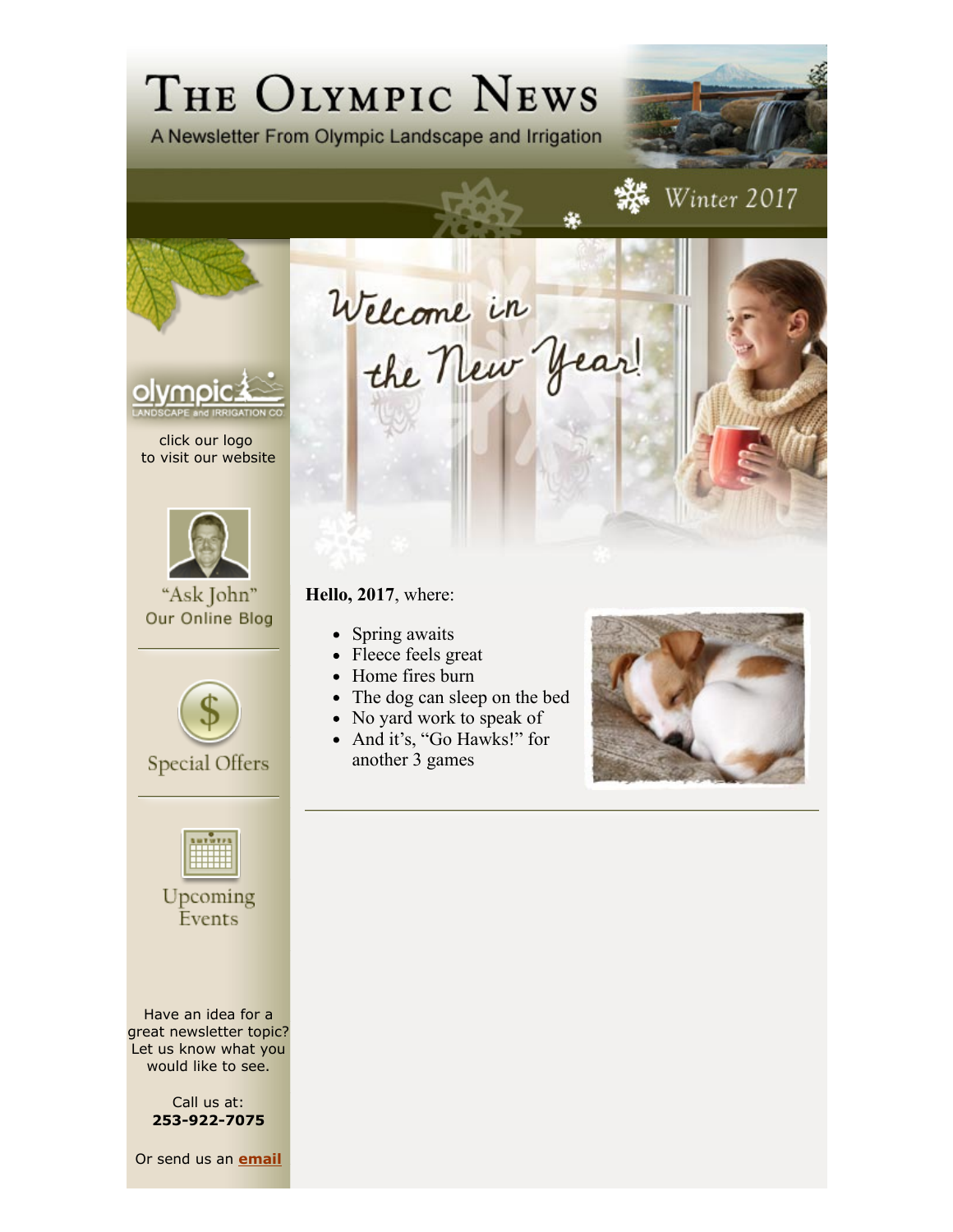# The Olympic News

A Newsletter From Olympic Landscape and Irrigation

Winter 2017

Welcome in the New Year!

click our logo
to visit our website

"Ask John"
Our Online Blog

Special Offers

Upcoming Events

Have an idea for a great newsletter topic? Let us know what you would like to see.

Call us at:
**253-922-7075**

Or send us an **email**

**Hello, 2017**, where:

- Spring awaits
- Fleece feels great
- Home fires burn
- The dog can sleep on the bed
- No yard work to speak of
- And it's, "Go Hawks!" for another 3 games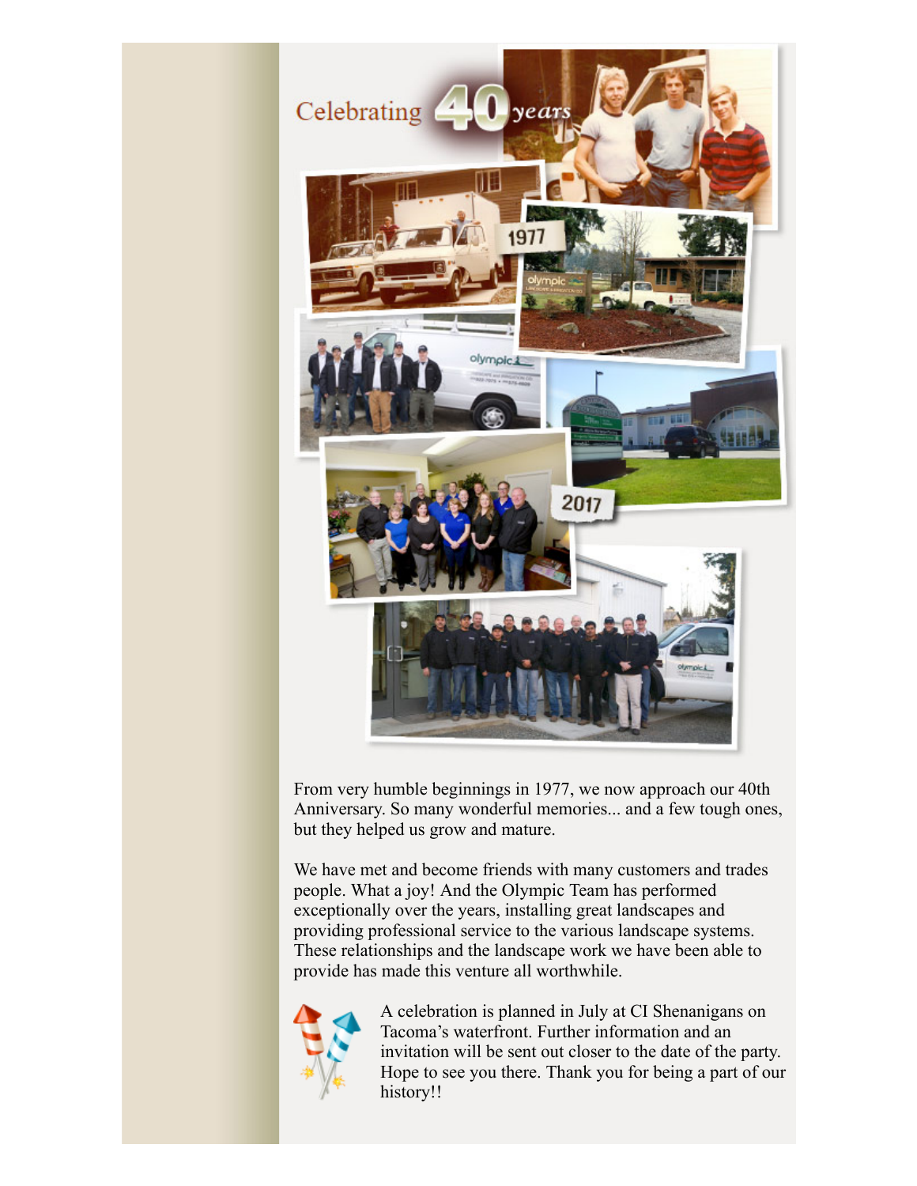Celebrating 40 years

1977

2017

From very humble beginnings in 1977, we now approach our 40th Anniversary. So many wonderful memories... and a few tough ones, but they helped us grow and mature.

We have met and become friends with many customers and trades people. What a joy! And the Olympic Team has performed exceptionally over the years, installing great landscapes and providing professional service to the various landscape systems. These relationships and the landscape work we have been able to provide has made this venture all worthwhile.

A celebration is planned in July at CI Shenanigans on Tacoma's waterfront. Further information and an invitation will be sent out closer to the date of the party. Hope to see you there. Thank you for being a part of our history!!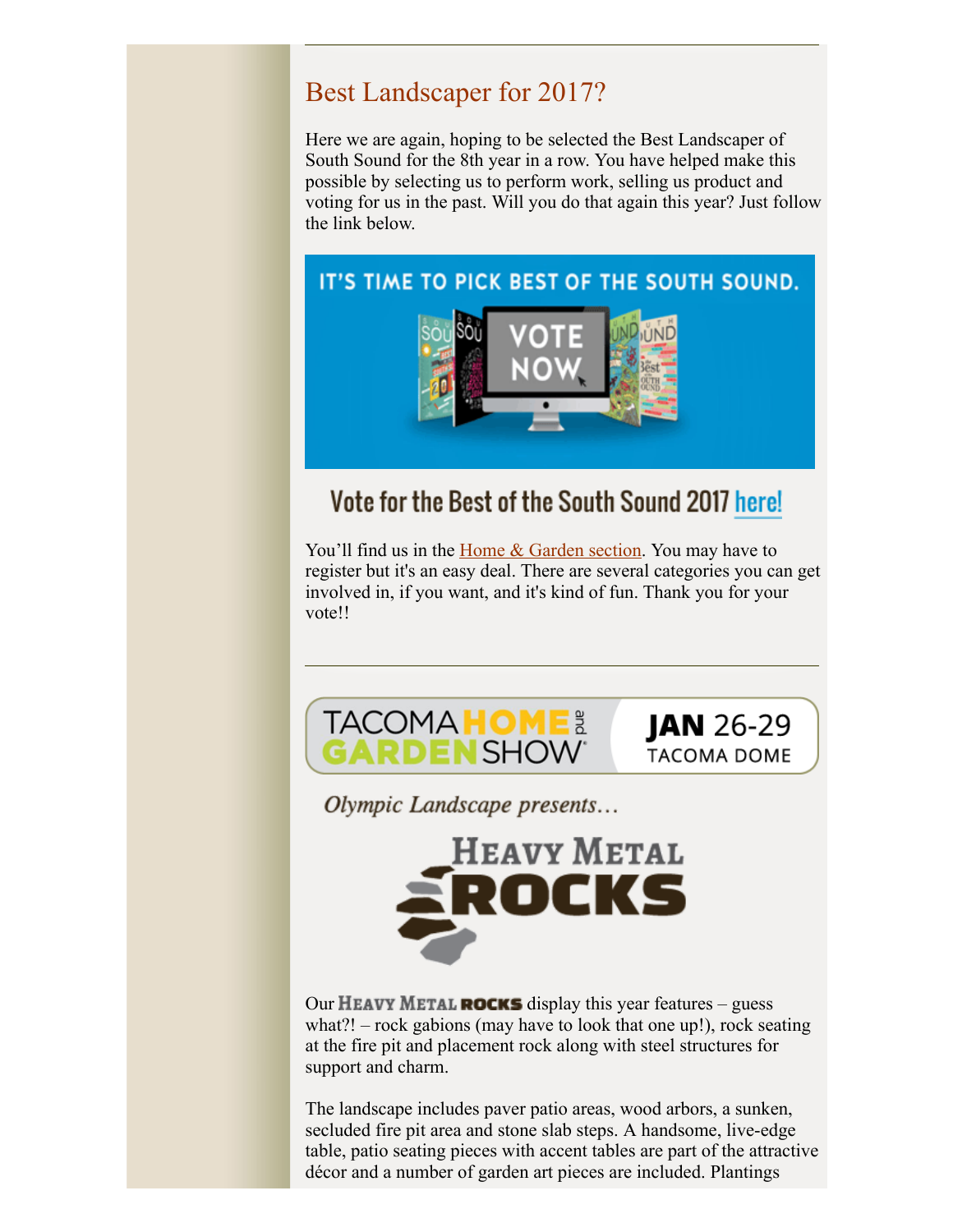## Best Landscaper for 2017?

Here we are again, hoping to be selected the Best Landscaper of South Sound for the 8th year in a row. You have helped make this possible by selecting us to perform work, selling us product and voting for us in the past. Will you do that again this year? Just follow the link below.

IT'S TIME TO PICK BEST OF THE SOUTH SOUND.

VOTE NOW

### Vote for the Best of the South Sound 2017 here!

You'll find us in the Home & Garden section. You may have to register but it's an easy deal. There are several categories you can get involved in, if you want, and it's kind of fun. Thank you for your vote!!

---

TACOMA HOME and GARDEN SHOW — JAN 26-29 TACOMA DOME

*Olympic Landscape presents…*

**HEAVY METAL ROCKS**

Our **HEAVY METAL ROCKS** display this year features – guess what?! – rock gabions (may have to look that one up!), rock seating at the fire pit and placement rock along with steel structures for support and charm.

The landscape includes paver patio areas, wood arbors, a sunken, secluded fire pit area and stone slab steps. A handsome, live-edge table, patio seating pieces with accent tables are part of the attractive décor and a number of garden art pieces are included. Plantings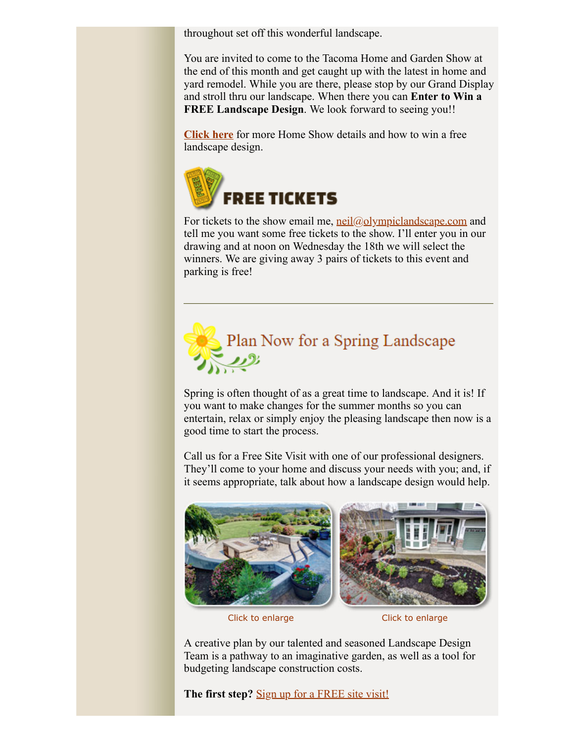throughout set off this wonderful landscape.

You are invited to come to the Tacoma Home and Garden Show at the end of this month and get caught up with the latest in home and yard remodel. While you are there, please stop by our Grand Display and stroll thru our landscape. When there you can **Enter to Win a FREE Landscape Design**. We look forward to seeing you!!

**Click here** for more Home Show details and how to win a free landscape design.

## FREE TICKETS

For tickets to the show email me, neil@olympiclandscape.com and tell me you want some free tickets to the show. I'll enter you in our drawing and at noon on Wednesday the 18th we will select the winners. We are giving away 3 pairs of tickets to this event and parking is free!

---

## Plan Now for a Spring Landscape

Spring is often thought of as a great time to landscape. And it is! If you want to make changes for the summer months so you can entertain, relax or simply enjoy the pleasing landscape then now is a good time to start the process.

Call us for a Free Site Visit with one of our professional designers. They'll come to your home and discuss your needs with you; and, if it seems appropriate, talk about how a landscape design would help.

Click to enlarge

Click to enlarge

A creative plan by our talented and seasoned Landscape Design Team is a pathway to an imaginative garden, as well as a tool for budgeting landscape construction costs.

**The first step?** Sign up for a FREE site visit!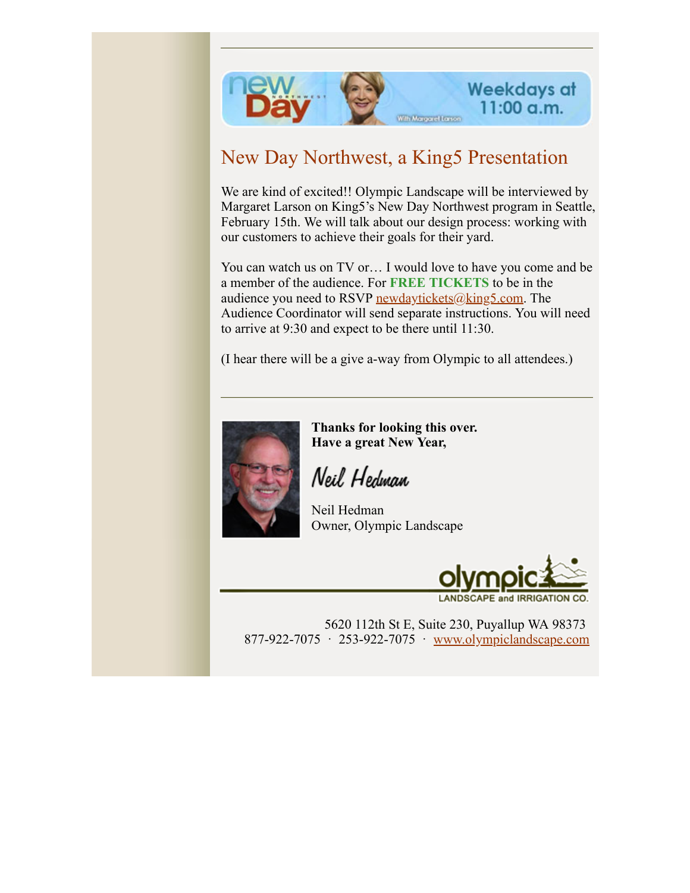## New Day Northwest, a King5 Presentation

We are kind of excited!! Olympic Landscape will be interviewed by Margaret Larson on King5's New Day Northwest program in Seattle, February 15th. We will talk about our design process: working with our customers to achieve their goals for their yard.

You can watch us on TV or… I would love to have you come and be a member of the audience. For **FREE TICKETS** to be in the audience you need to RSVP newdaytickets@king5.com. The Audience Coordinator will send separate instructions. You will need to arrive at 9:30 and expect to be there until 11:30.

(I hear there will be a give a-way from Olympic to all attendees.)

---

**Thanks for looking this over.**
**Have a great New Year,**

*Neil Hedman*

Neil Hedman
Owner, Olympic Landscape

olympic
LANDSCAPE and IRRIGATION CO.

5620 112th St E, Suite 230, Puyallup WA 98373
877-922-7075 · 253-922-7075 · www.olympiclandscape.com